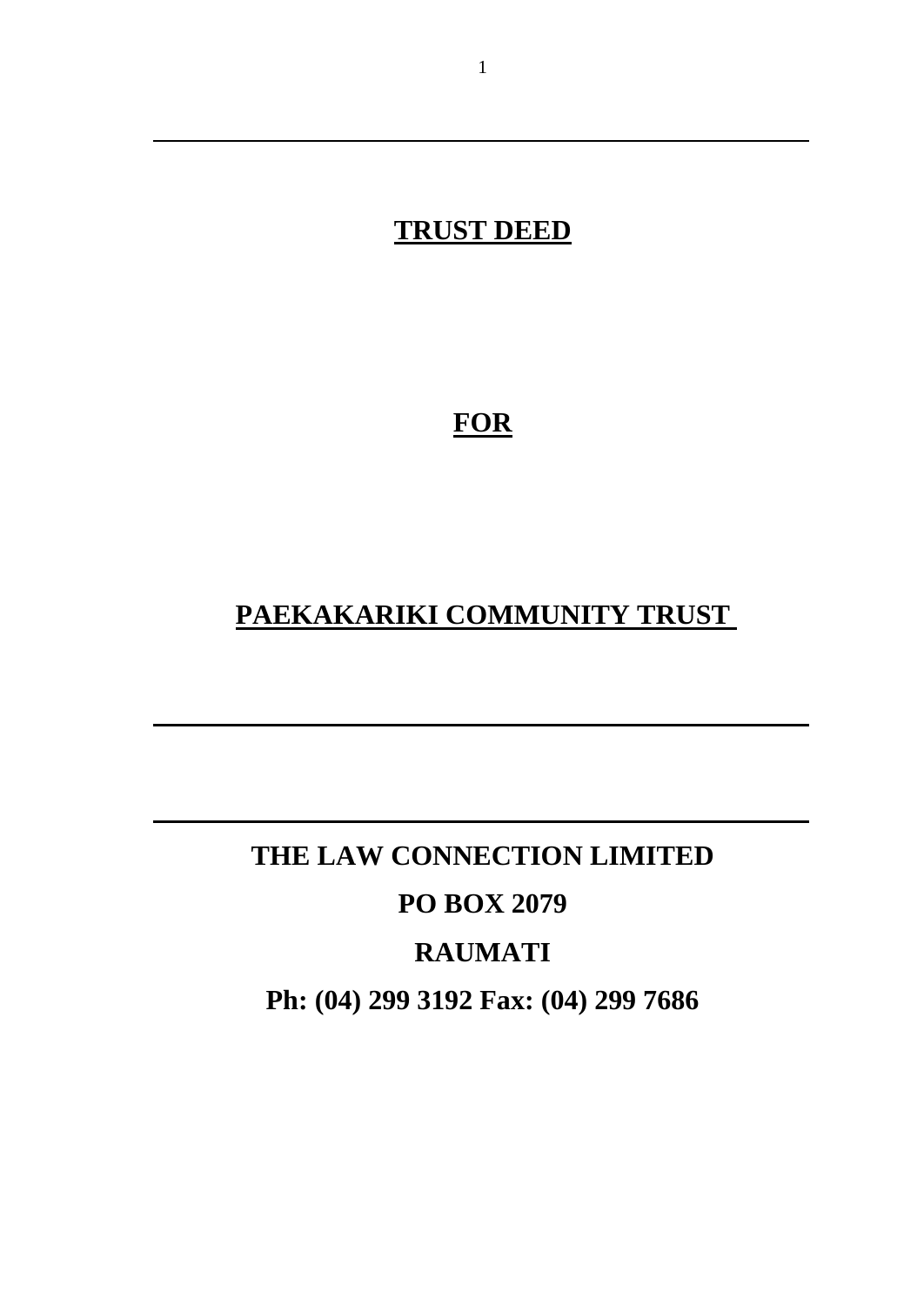# TRUST DEED

# FOR

# PAEKAKARIKI COMMUNITY TRUST

---

**THE LAW CONNECTION LIMITED**

**PO BOX 2079**

**RAUMATI**

**Ph: (04) 299 3192 Fax: (04) 299 7686**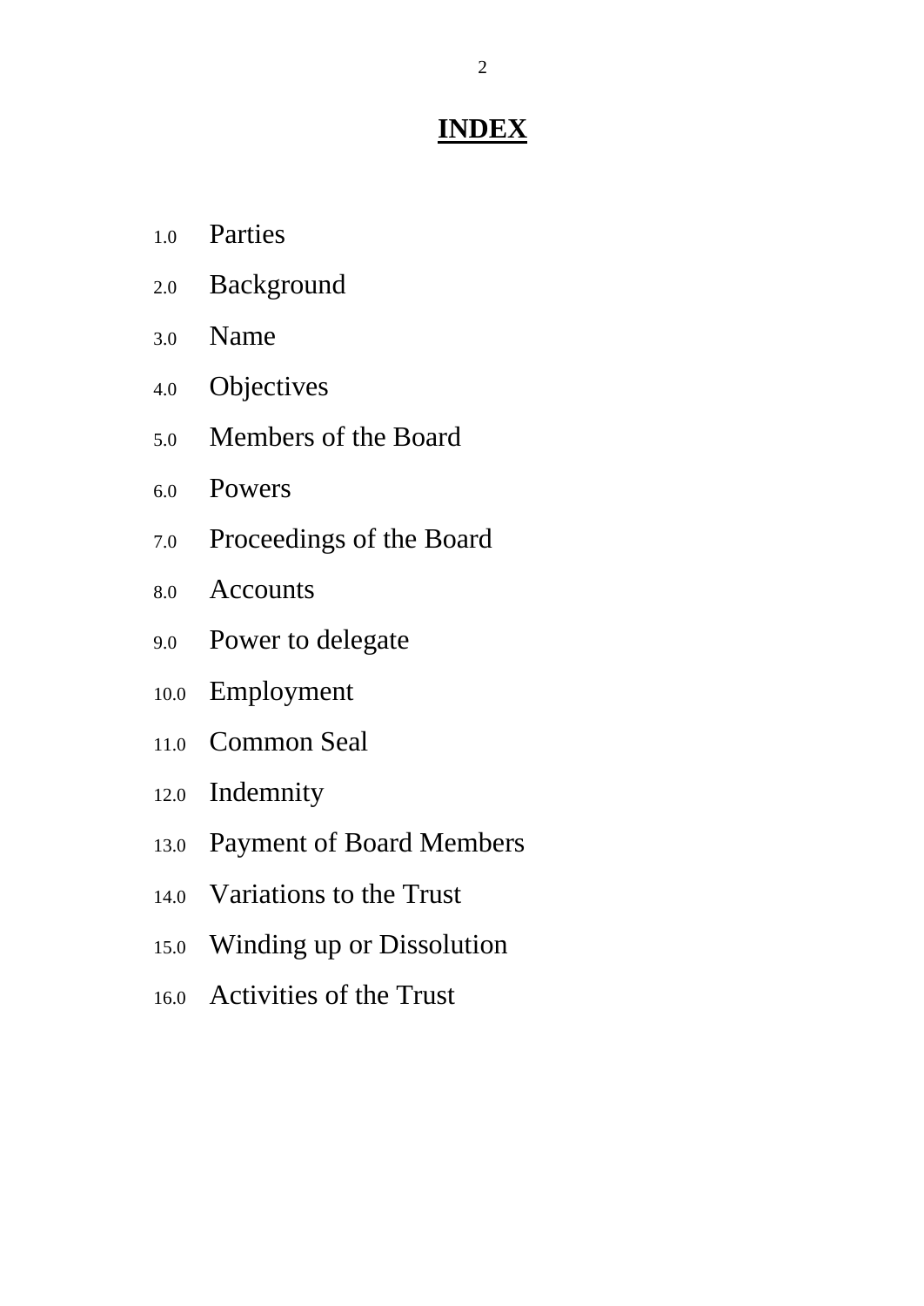# INDEX

1.0 Parties

2.0 Background

3.0 Name

4.0 Objectives

5.0 Members of the Board

6.0 Powers

7.0 Proceedings of the Board

8.0 Accounts

9.0 Power to delegate

10.0 Employment

11.0 Common Seal

12.0 Indemnity

13.0 Payment of Board Members

14.0 Variations to the Trust

15.0 Winding up or Dissolution

16.0 Activities of the Trust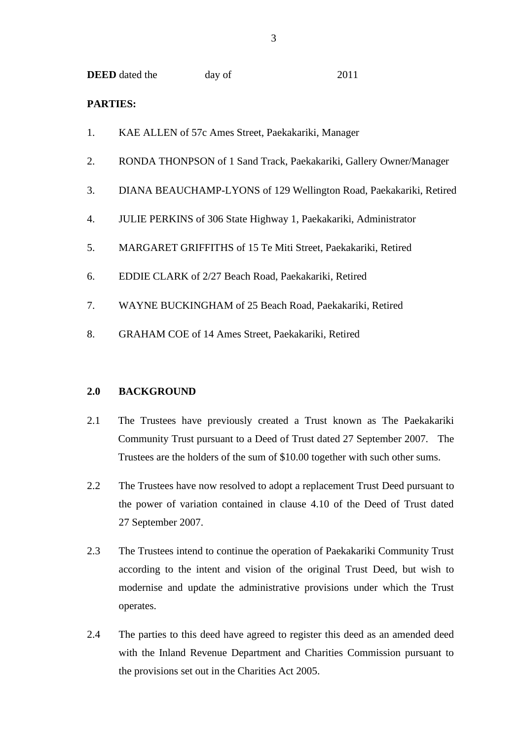**DEED** dated the day of 2011

**PARTIES:**

1. KAE ALLEN of 57c Ames Street, Paekakariki, Manager

2. RONDA THONPSON of 1 Sand Track, Paekakariki, Gallery Owner/Manager

3. DIANA BEAUCHAMP-LYONS of 129 Wellington Road, Paekakariki, Retired

4. JULIE PERKINS of 306 State Highway 1, Paekakariki, Administrator

5. MARGARET GRIFFITHS of 15 Te Miti Street, Paekakariki, Retired

6. EDDIE CLARK of 2/27 Beach Road, Paekakariki, Retired

7. WAYNE BUCKINGHAM of 25 Beach Road, Paekakariki, Retired

8. GRAHAM COE of 14 Ames Street, Paekakariki, Retired

## 2.0 BACKGROUND

2.1 The Trustees have previously created a Trust known as The Paekakariki Community Trust pursuant to a Deed of Trust dated 27 September 2007. The Trustees are the holders of the sum of $10.00 together with such other sums.

2.2 The Trustees have now resolved to adopt a replacement Trust Deed pursuant to the power of variation contained in clause 4.10 of the Deed of Trust dated 27 September 2007.

2.3 The Trustees intend to continue the operation of Paekakariki Community Trust according to the intent and vision of the original Trust Deed, but wish to modernise and update the administrative provisions under which the Trust operates.

2.4 The parties to this deed have agreed to register this deed as an amended deed with the Inland Revenue Department and Charities Commission pursuant to the provisions set out in the Charities Act 2005.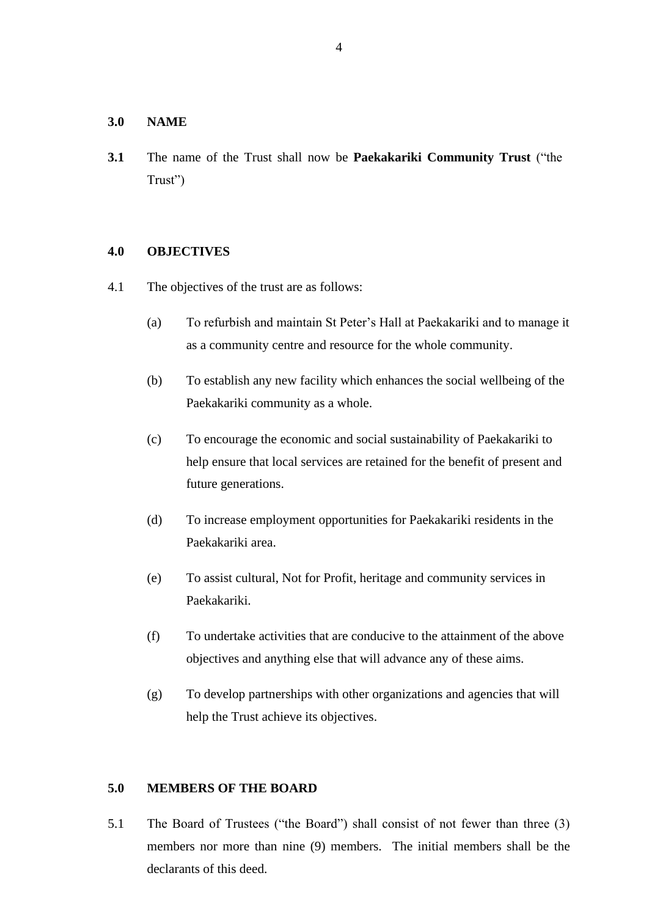## 3.0 NAME

**3.1** The name of the Trust shall now be **Paekakariki Community Trust** ("the Trust")

## 4.0 OBJECTIVES

4.1 The objectives of the trust are as follows:

(a) To refurbish and maintain St Peter's Hall at Paekakariki and to manage it as a community centre and resource for the whole community.

(b) To establish any new facility which enhances the social wellbeing of the Paekakariki community as a whole.

(c) To encourage the economic and social sustainability of Paekakariki to help ensure that local services are retained for the benefit of present and future generations.

(d) To increase employment opportunities for Paekakariki residents in the Paekakariki area.

(e) To assist cultural, Not for Profit, heritage and community services in Paekakariki.

(f) To undertake activities that are conducive to the attainment of the above objectives and anything else that will advance any of these aims.

(g) To develop partnerships with other organizations and agencies that will help the Trust achieve its objectives.

## 5.0 MEMBERS OF THE BOARD

5.1 The Board of Trustees ("the Board") shall consist of not fewer than three (3) members nor more than nine (9) members. The initial members shall be the declarants of this deed.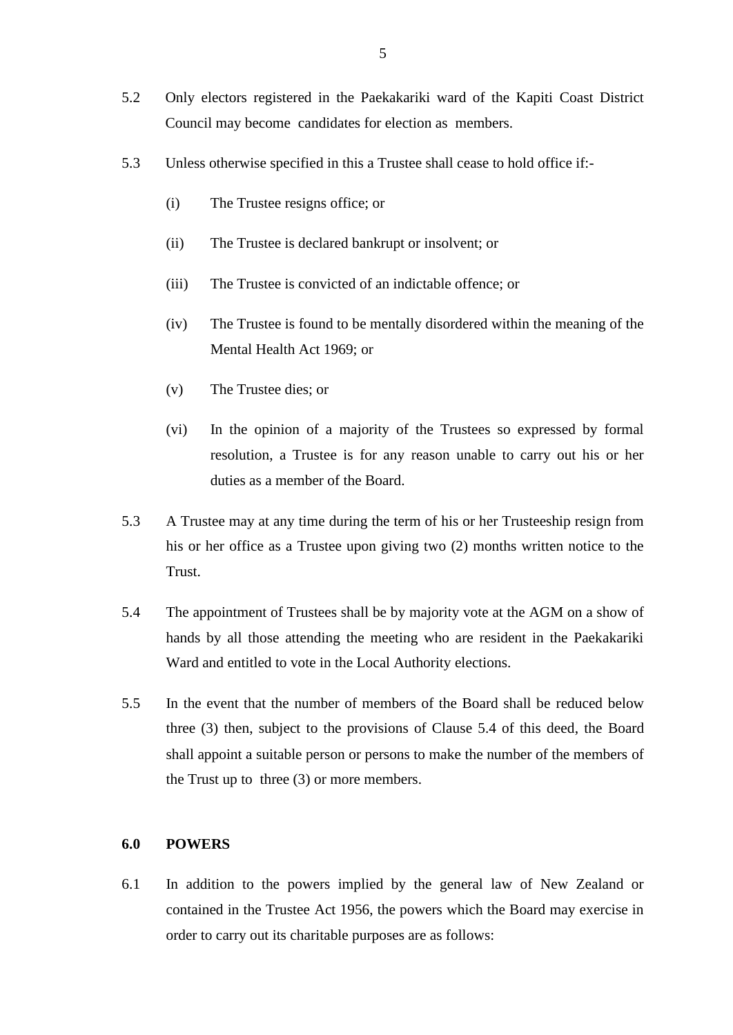5.2 Only electors registered in the Paekakariki ward of the Kapiti Coast District Council may become candidates for election as members.

5.3 Unless otherwise specified in this a Trustee shall cease to hold office if:-

(i) The Trustee resigns office; or

(ii) The Trustee is declared bankrupt or insolvent; or

(iii) The Trustee is convicted of an indictable offence; or

(iv) The Trustee is found to be mentally disordered within the meaning of the Mental Health Act 1969; or

(v) The Trustee dies; or

(vi) In the opinion of a majority of the Trustees so expressed by formal resolution, a Trustee is for any reason unable to carry out his or her duties as a member of the Board.

5.3 A Trustee may at any time during the term of his or her Trusteeship resign from his or her office as a Trustee upon giving two (2) months written notice to the Trust.

5.4 The appointment of Trustees shall be by majority vote at the AGM on a show of hands by all those attending the meeting who are resident in the Paekakariki Ward and entitled to vote in the Local Authority elections.

5.5 In the event that the number of members of the Board shall be reduced below three (3) then, subject to the provisions of Clause 5.4 of this deed, the Board shall appoint a suitable person or persons to make the number of the members of the Trust up to three (3) or more members.

## 6.0 POWERS

6.1 In addition to the powers implied by the general law of New Zealand or contained in the Trustee Act 1956, the powers which the Board may exercise in order to carry out its charitable purposes are as follows: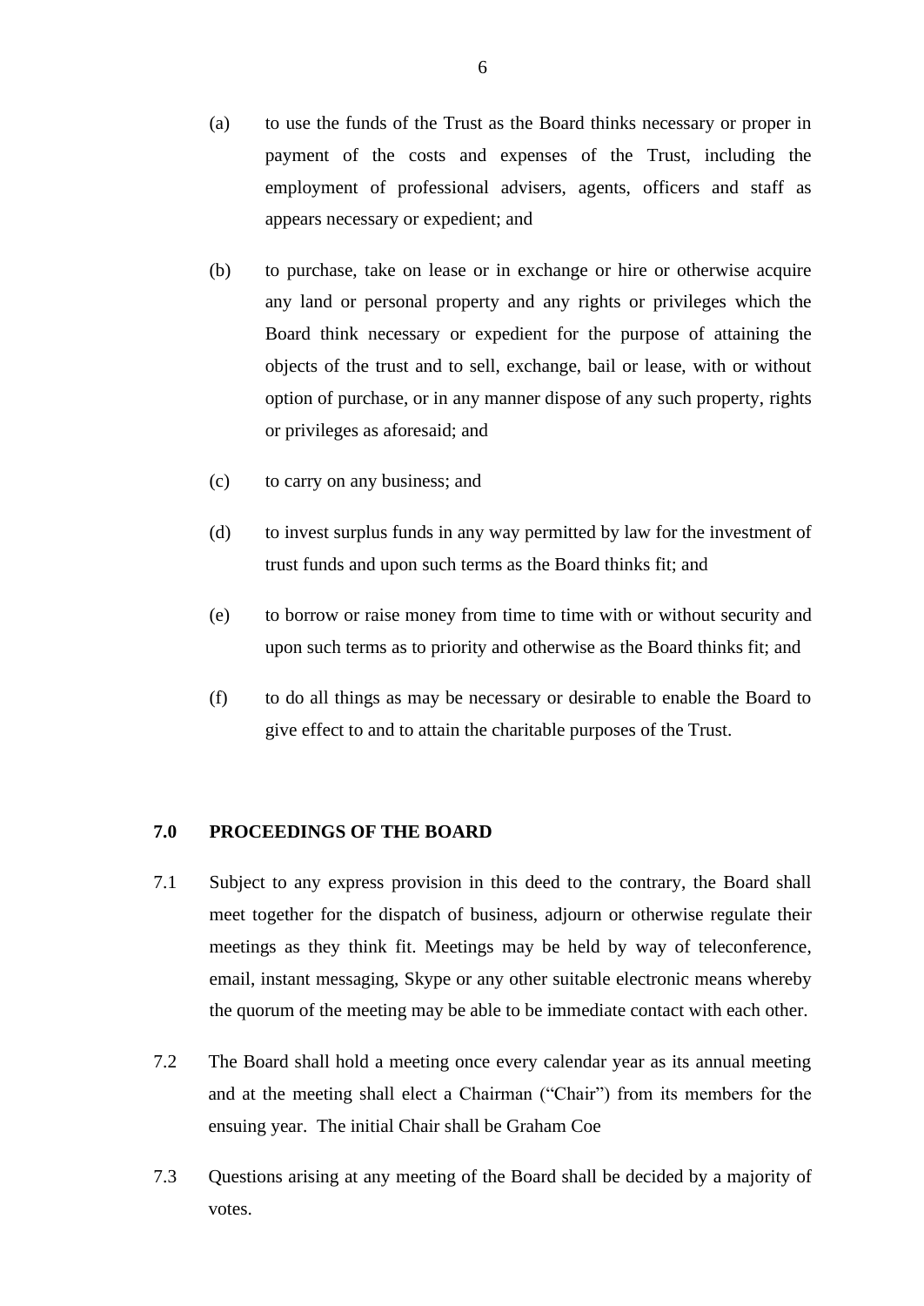(a) to use the funds of the Trust as the Board thinks necessary or proper in payment of the costs and expenses of the Trust, including the employment of professional advisers, agents, officers and staff as appears necessary or expedient; and

(b) to purchase, take on lease or in exchange or hire or otherwise acquire any land or personal property and any rights or privileges which the Board think necessary or expedient for the purpose of attaining the objects of the trust and to sell, exchange, bail or lease, with or without option of purchase, or in any manner dispose of any such property, rights or privileges as aforesaid; and

(c) to carry on any business; and

(d) to invest surplus funds in any way permitted by law for the investment of trust funds and upon such terms as the Board thinks fit; and

(e) to borrow or raise money from time to time with or without security and upon such terms as to priority and otherwise as the Board thinks fit; and

(f) to do all things as may be necessary or desirable to enable the Board to give effect to and to attain the charitable purposes of the Trust.

## 7.0 PROCEEDINGS OF THE BOARD

7.1 Subject to any express provision in this deed to the contrary, the Board shall meet together for the dispatch of business, adjourn or otherwise regulate their meetings as they think fit. Meetings may be held by way of teleconference, email, instant messaging, Skype or any other suitable electronic means whereby the quorum of the meeting may be able to be immediate contact with each other.

7.2 The Board shall hold a meeting once every calendar year as its annual meeting and at the meeting shall elect a Chairman ("Chair") from its members for the ensuing year. The initial Chair shall be Graham Coe

7.3 Questions arising at any meeting of the Board shall be decided by a majority of votes.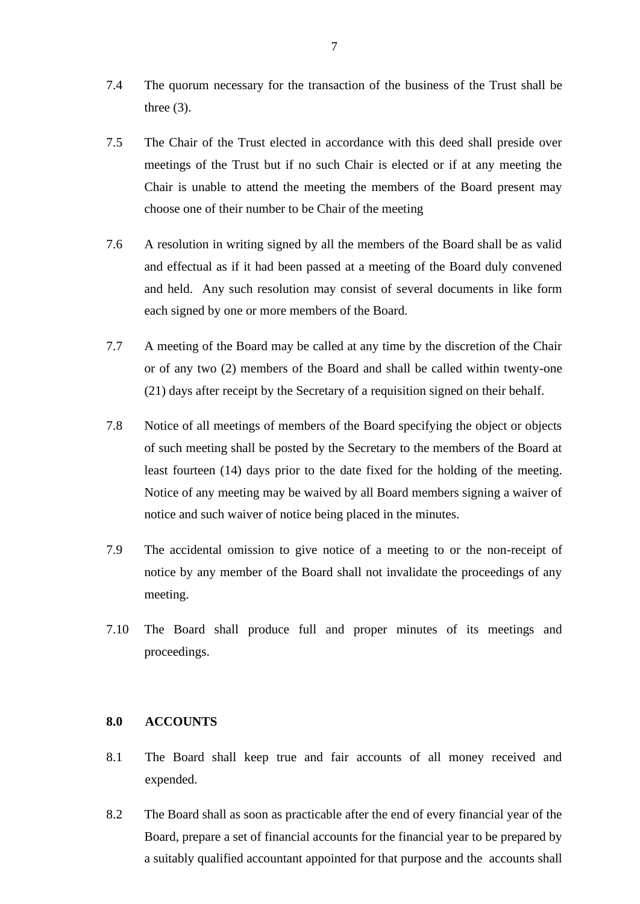7.4 The quorum necessary for the transaction of the business of the Trust shall be three (3).

7.5 The Chair of the Trust elected in accordance with this deed shall preside over meetings of the Trust but if no such Chair is elected or if at any meeting the Chair is unable to attend the meeting the members of the Board present may choose one of their number to be Chair of the meeting

7.6 A resolution in writing signed by all the members of the Board shall be as valid and effectual as if it had been passed at a meeting of the Board duly convened and held. Any such resolution may consist of several documents in like form each signed by one or more members of the Board.

7.7 A meeting of the Board may be called at any time by the discretion of the Chair or of any two (2) members of the Board and shall be called within twenty-one (21) days after receipt by the Secretary of a requisition signed on their behalf.

7.8 Notice of all meetings of members of the Board specifying the object or objects of such meeting shall be posted by the Secretary to the members of the Board at least fourteen (14) days prior to the date fixed for the holding of the meeting. Notice of any meeting may be waived by all Board members signing a waiver of notice and such waiver of notice being placed in the minutes.

7.9 The accidental omission to give notice of a meeting to or the non-receipt of notice by any member of the Board shall not invalidate the proceedings of any meeting.

7.10 The Board shall produce full and proper minutes of its meetings and proceedings.

**8.0 ACCOUNTS**

8.1 The Board shall keep true and fair accounts of all money received and expended.

8.2 The Board shall as soon as practicable after the end of every financial year of the Board, prepare a set of financial accounts for the financial year to be prepared by a suitably qualified accountant appointed for that purpose and the accounts shall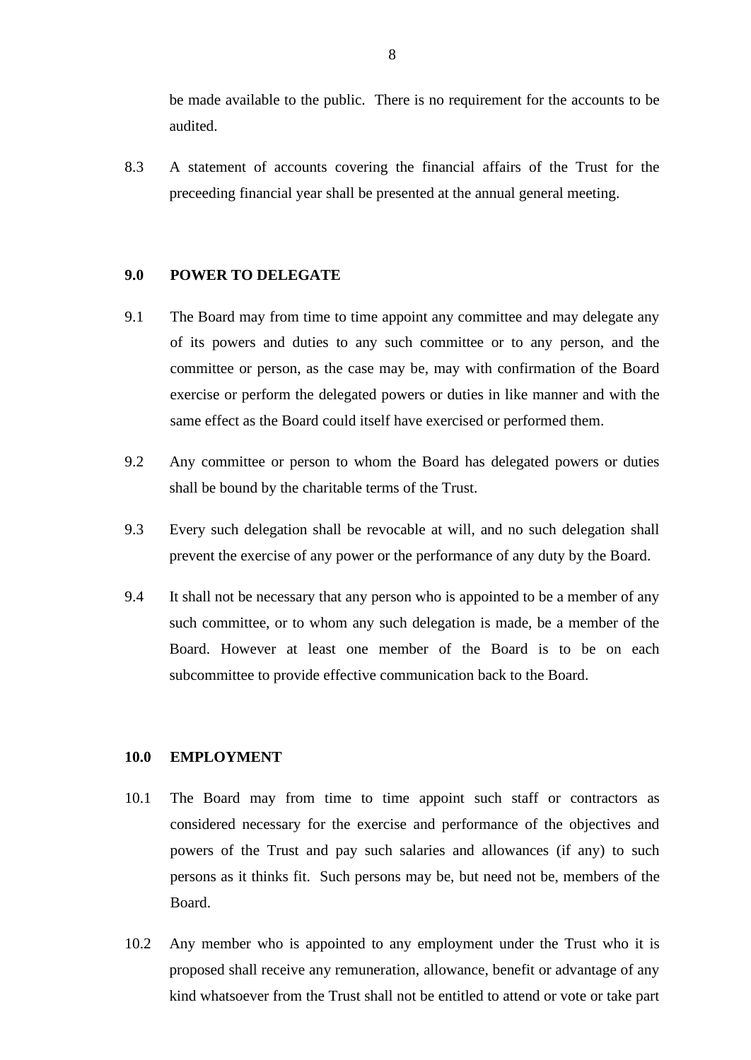be made available to the public. There is no requirement for the accounts to be audited.

8.3 A statement of accounts covering the financial affairs of the Trust for the preceeding financial year shall be presented at the annual general meeting.

## 9.0 POWER TO DELEGATE

9.1 The Board may from time to time appoint any committee and may delegate any of its powers and duties to any such committee or to any person, and the committee or person, as the case may be, may with confirmation of the Board exercise or perform the delegated powers or duties in like manner and with the same effect as the Board could itself have exercised or performed them.

9.2 Any committee or person to whom the Board has delegated powers or duties shall be bound by the charitable terms of the Trust.

9.3 Every such delegation shall be revocable at will, and no such delegation shall prevent the exercise of any power or the performance of any duty by the Board.

9.4 It shall not be necessary that any person who is appointed to be a member of any such committee, or to whom any such delegation is made, be a member of the Board. However at least one member of the Board is to be on each subcommittee to provide effective communication back to the Board.

## 10.0 EMPLOYMENT

10.1 The Board may from time to time appoint such staff or contractors as considered necessary for the exercise and performance of the objectives and powers of the Trust and pay such salaries and allowances (if any) to such persons as it thinks fit. Such persons may be, but need not be, members of the Board.

10.2 Any member who is appointed to any employment under the Trust who it is proposed shall receive any remuneration, allowance, benefit or advantage of any kind whatsoever from the Trust shall not be entitled to attend or vote or take part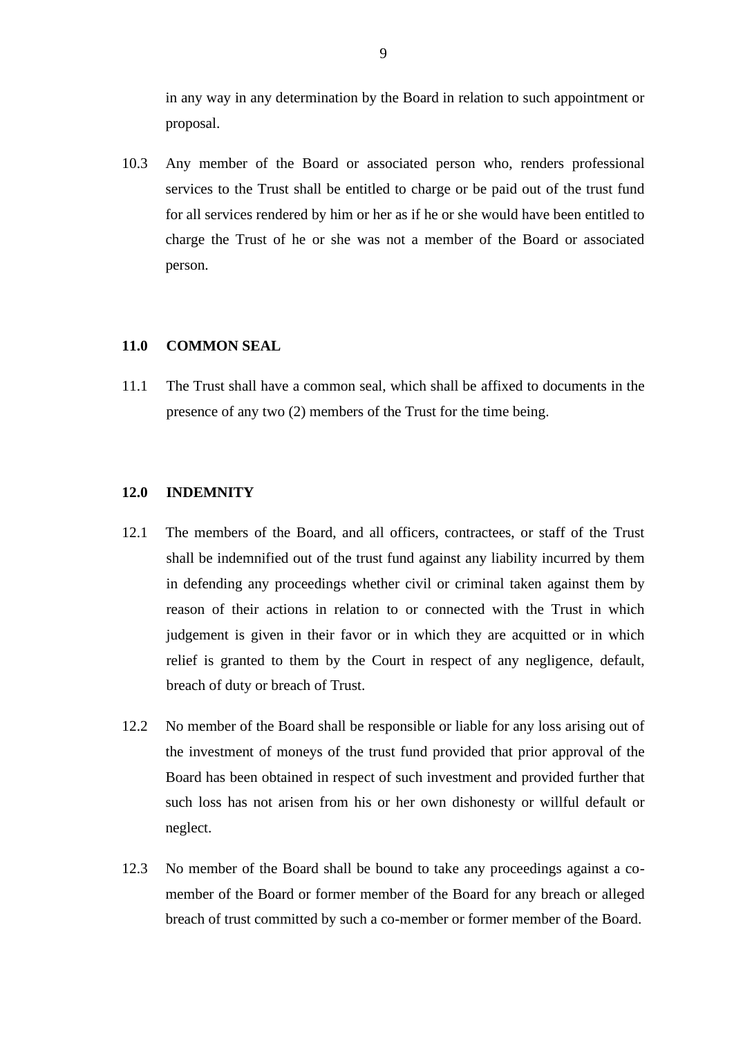in any way in any determination by the Board in relation to such appointment or proposal.

10.3 Any member of the Board or associated person who, renders professional services to the Trust shall be entitled to charge or be paid out of the trust fund for all services rendered by him or her as if he or she would have been entitled to charge the Trust of he or she was not a member of the Board or associated person.

## 11.0 COMMON SEAL

11.1 The Trust shall have a common seal, which shall be affixed to documents in the presence of any two (2) members of the Trust for the time being.

## 12.0 INDEMNITY

12.1 The members of the Board, and all officers, contractees, or staff of the Trust shall be indemnified out of the trust fund against any liability incurred by them in defending any proceedings whether civil or criminal taken against them by reason of their actions in relation to or connected with the Trust in which judgement is given in their favor or in which they are acquitted or in which relief is granted to them by the Court in respect of any negligence, default, breach of duty or breach of Trust.

12.2 No member of the Board shall be responsible or liable for any loss arising out of the investment of moneys of the trust fund provided that prior approval of the Board has been obtained in respect of such investment and provided further that such loss has not arisen from his or her own dishonesty or willful default or neglect.

12.3 No member of the Board shall be bound to take any proceedings against a co-member of the Board or former member of the Board for any breach or alleged breach of trust committed by such a co-member or former member of the Board.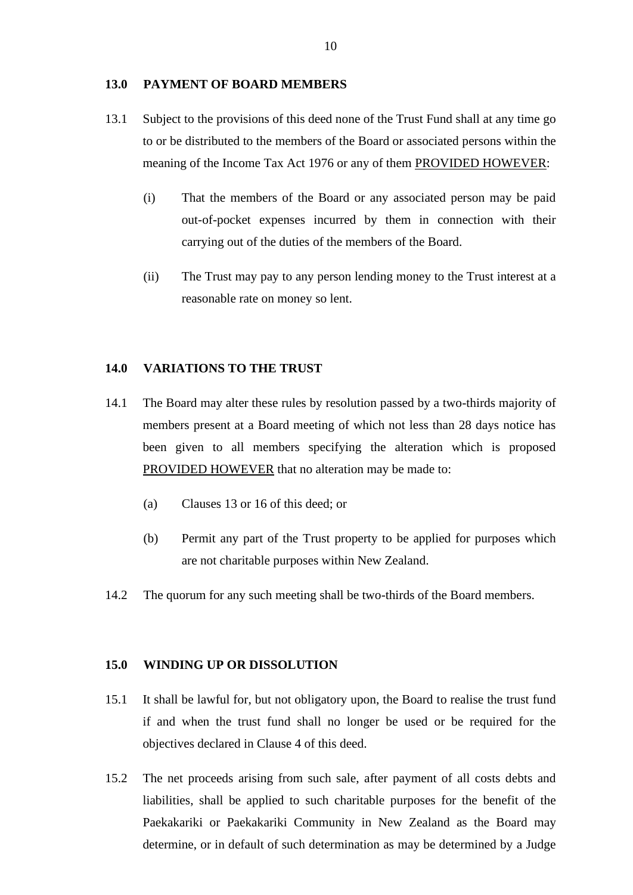## 13.0 PAYMENT OF BOARD MEMBERS

13.1 Subject to the provisions of this deed none of the Trust Fund shall at any time go to or be distributed to the members of the Board or associated persons within the meaning of the Income Tax Act 1976 or any of them <u>PROVIDED HOWEVER</u>:

(i) That the members of the Board or any associated person may be paid out-of-pocket expenses incurred by them in connection with their carrying out of the duties of the members of the Board.

(ii) The Trust may pay to any person lending money to the Trust interest at a reasonable rate on money so lent.

## 14.0 VARIATIONS TO THE TRUST

14.1 The Board may alter these rules by resolution passed by a two-thirds majority of members present at a Board meeting of which not less than 28 days notice has been given to all members specifying the alteration which is proposed <u>PROVIDED HOWEVER</u> that no alteration may be made to:

(a) Clauses 13 or 16 of this deed; or

(b) Permit any part of the Trust property to be applied for purposes which are not charitable purposes within New Zealand.

14.2 The quorum for any such meeting shall be two-thirds of the Board members.

## 15.0 WINDING UP OR DISSOLUTION

15.1 It shall be lawful for, but not obligatory upon, the Board to realise the trust fund if and when the trust fund shall no longer be used or be required for the objectives declared in Clause 4 of this deed.

15.2 The net proceeds arising from such sale, after payment of all costs debts and liabilities, shall be applied to such charitable purposes for the benefit of the Paekakariki or Paekakariki Community in New Zealand as the Board may determine, or in default of such determination as may be determined by a Judge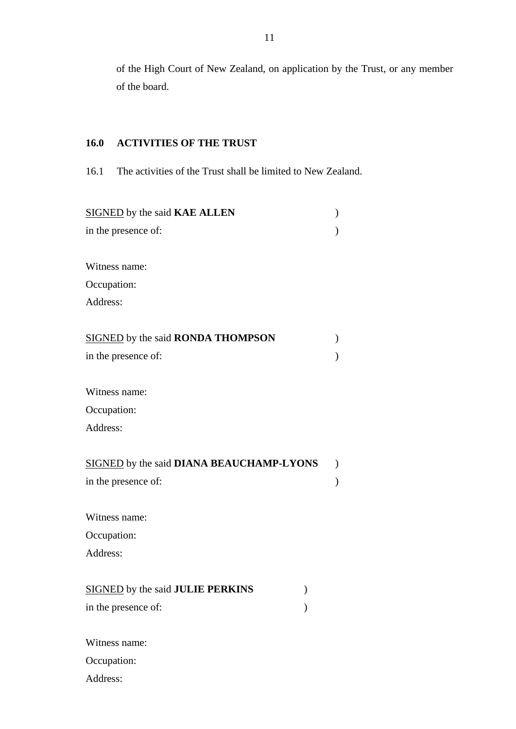of the High Court of New Zealand, on application by the Trust, or any member of the board.

## 16.0 ACTIVITIES OF THE TRUST

16.1 The activities of the Trust shall be limited to New Zealand.

SIGNED by the said **KAE ALLEN** )
in the presence of: )

Witness name:
Occupation:
Address:

SIGNED by the said **RONDA THOMPSON** )
in the presence of: )

Witness name:
Occupation:
Address:

SIGNED by the said **DIANA BEAUCHAMP-LYONS** )
in the presence of: )

Witness name:
Occupation:
Address:

SIGNED by the said **JULIE PERKINS** )
in the presence of: )

Witness name:
Occupation:
Address: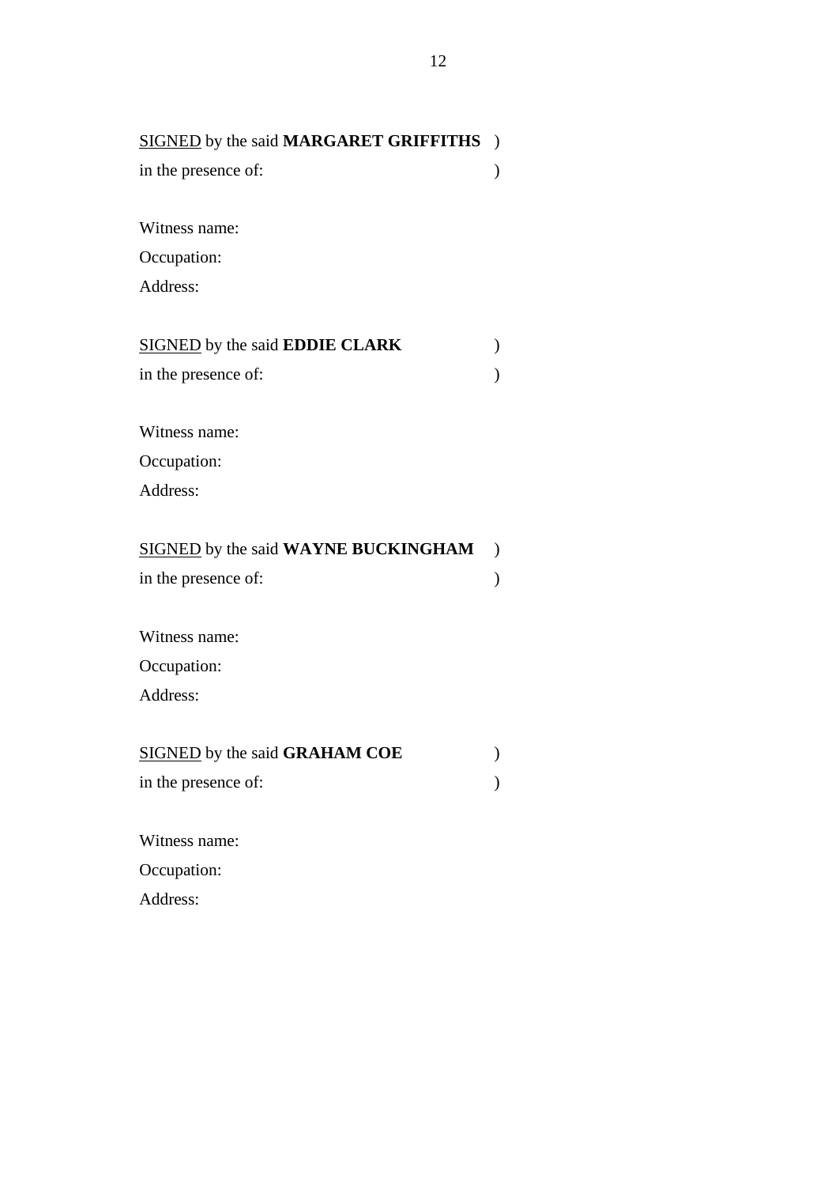<u>SIGNED</u> by the said **MARGARET GRIFFITHS** )
in the presence of: )

Witness name:
Occupation:
Address:

<u>SIGNED</u> by the said **EDDIE CLARK** )
in the presence of: )

Witness name:
Occupation:
Address:

<u>SIGNED</u> by the said **WAYNE BUCKINGHAM** )
in the presence of: )

Witness name:
Occupation:
Address:

<u>SIGNED</u> by the said **GRAHAM COE** )
in the presence of: )

Witness name:
Occupation:
Address: